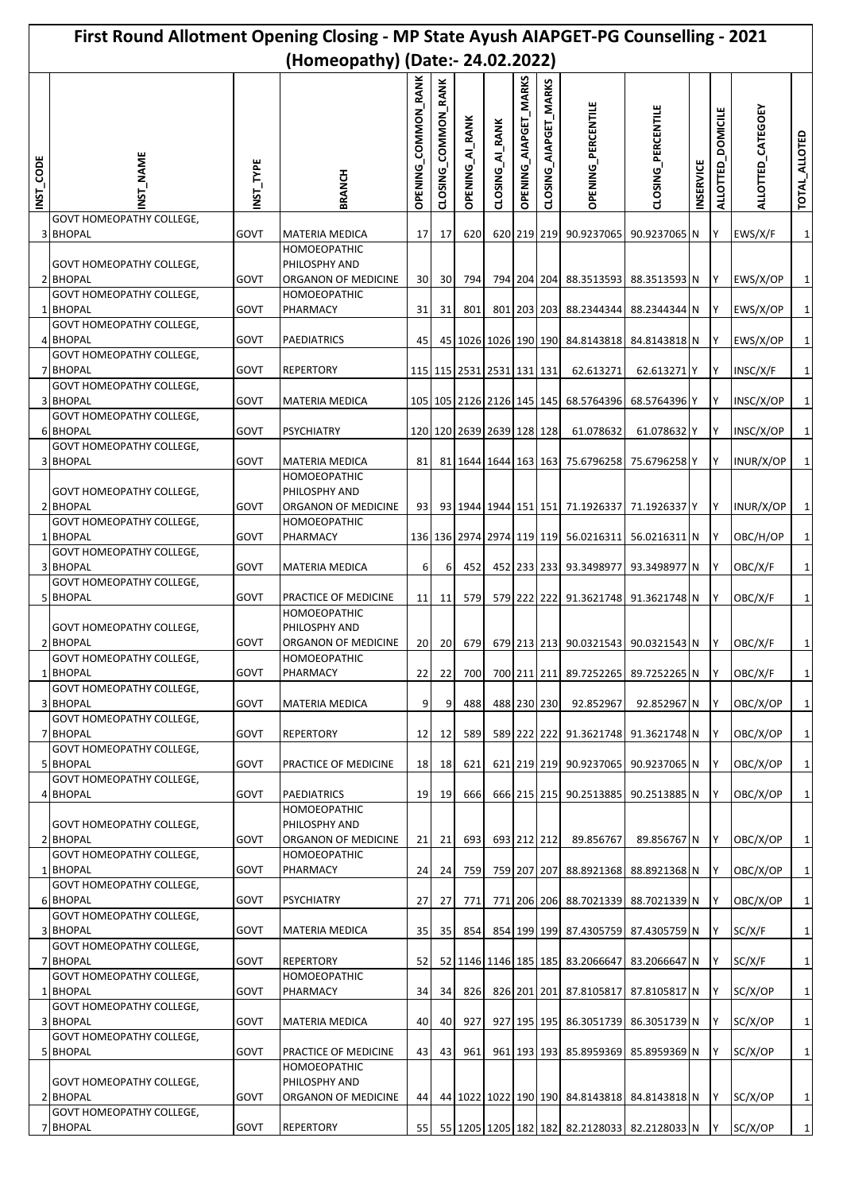# First Round Allotment Opening Closing - MP State Ayush AIAPGET-PG Counselling - 2021 (Homeopathy) (Date:- 24.02.2022)

| INST_CODE | INST_NAME | INST_TYPE | BRANCH | OPENING_COMMON_RANK | CLOSING_COMMON_RANK | OPENING_AI_RANK | CLOSING_AI_RANK | OPENING_AIAPGET_MARKS | CLOSING_AIAPGET_MARKS | OPENING_PERCENTILE | CLOSING_PERCENTILE | INSERVICE | ALLOTTED_DOMICILE | ALLOTTED_CATEGOEY | TOTAL_ALLOTED |
|---|---|---|---|---|---|---|---|---|---|---|---|---|---|---|---|
| 3 | GOVT HOMEOPATHY COLLEGE, BHOPAL | GOVT | MATERIA MEDICA | 17 | 17 | 620 | 620 | 219 | 219 | 90.9237065 | 90.9237065 | N | Y | EWS/X/F | 1 |
| 2 | GOVT HOMEOPATHY COLLEGE, BHOPAL | GOVT | HOMOEOPATHIC PHILOSPHY AND ORGANON OF MEDICINE | 30 | 30 | 794 | 794 | 204 | 204 | 88.3513593 | 88.3513593 | N | Y | EWS/X/OP | 1 |
| 1 | GOVT HOMEOPATHY COLLEGE, BHOPAL | GOVT | HOMOEOPATHIC PHARMACY | 31 | 31 | 801 | 801 | 203 | 203 | 88.2344344 | 88.2344344 | N | Y | EWS/X/OP | 1 |
| 4 | GOVT HOMEOPATHY COLLEGE, BHOPAL | GOVT | PAEDIATRICS | 45 | 45 | 1026 | 1026 | 190 | 190 | 84.8143818 | 84.8143818 | N | Y | EWS/X/OP | 1 |
| 7 | GOVT HOMEOPATHY COLLEGE, BHOPAL | GOVT | REPERTORY | 115 | 115 | 2531 | 2531 | 131 | 131 | 62.613271 | 62.613271 | Y | Y | INSC/X/F | 1 |
| 3 | GOVT HOMEOPATHY COLLEGE, BHOPAL | GOVT | MATERIA MEDICA | 105 | 105 | 2126 | 2126 | 145 | 145 | 68.5764396 | 68.5764396 | Y | Y | INSC/X/OP | 1 |
| 6 | GOVT HOMEOPATHY COLLEGE, BHOPAL | GOVT | PSYCHIATRY | 120 | 120 | 2639 | 2639 | 128 | 128 | 61.078632 | 61.078632 | Y | Y | INSC/X/OP | 1 |
| 3 | GOVT HOMEOPATHY COLLEGE, BHOPAL | GOVT | MATERIA MEDICA | 81 | 81 | 1644 | 1644 | 163 | 163 | 75.6796258 | 75.6796258 | Y | Y | INUR/X/OP | 1 |
| 2 | GOVT HOMEOPATHY COLLEGE, BHOPAL | GOVT | HOMOEOPATHIC PHILOSPHY AND ORGANON OF MEDICINE | 93 | 93 | 1944 | 1944 | 151 | 151 | 71.1926337 | 71.1926337 | Y | Y | INUR/X/OP | 1 |
| 1 | GOVT HOMEOPATHY COLLEGE, BHOPAL | GOVT | HOMOEOPATHIC PHARMACY | 136 | 136 | 2974 | 2974 | 119 | 119 | 56.0216311 | 56.0216311 | N | Y | OBC/H/OP | 1 |
| 3 | GOVT HOMEOPATHY COLLEGE, BHOPAL | GOVT | MATERIA MEDICA | 6 | 6 | 452 | 452 | 233 | 233 | 93.3498977 | 93.3498977 | N | Y | OBC/X/F | 1 |
| 5 | GOVT HOMEOPATHY COLLEGE, BHOPAL | GOVT | PRACTICE OF MEDICINE | 11 | 11 | 579 | 579 | 222 | 222 | 91.3621748 | 91.3621748 | N | Y | OBC/X/F | 1 |
| 2 | GOVT HOMEOPATHY COLLEGE, BHOPAL | GOVT | HOMOEOPATHIC PHILOSPHY AND ORGANON OF MEDICINE | 20 | 20 | 679 | 679 | 213 | 213 | 90.0321543 | 90.0321543 | N | Y | OBC/X/F | 1 |
| 1 | GOVT HOMEOPATHY COLLEGE, BHOPAL | GOVT | HOMOEOPATHIC PHARMACY | 22 | 22 | 700 | 700 | 211 | 211 | 89.7252265 | 89.7252265 | N | Y | OBC/X/F | 1 |
| 3 | GOVT HOMEOPATHY COLLEGE, BHOPAL | GOVT | MATERIA MEDICA | 9 | 9 | 488 | 488 | 230 | 230 | 92.852967 | 92.852967 | N | Y | OBC/X/OP | 1 |
| 7 | GOVT HOMEOPATHY COLLEGE, BHOPAL | GOVT | REPERTORY | 12 | 12 | 589 | 589 | 222 | 222 | 91.3621748 | 91.3621748 | N | Y | OBC/X/OP | 1 |
| 5 | GOVT HOMEOPATHY COLLEGE, BHOPAL | GOVT | PRACTICE OF MEDICINE | 18 | 18 | 621 | 621 | 219 | 219 | 90.9237065 | 90.9237065 | N | Y | OBC/X/OP | 1 |
| 4 | GOVT HOMEOPATHY COLLEGE, BHOPAL | GOVT | PAEDIATRICS | 19 | 19 | 666 | 666 | 215 | 215 | 90.2513885 | 90.2513885 | N | Y | OBC/X/OP | 1 |
| 2 | GOVT HOMEOPATHY COLLEGE, BHOPAL | GOVT | HOMOEOPATHIC PHILOSPHY AND ORGANON OF MEDICINE | 21 | 21 | 693 | 693 | 212 | 212 | 89.856767 | 89.856767 | N | Y | OBC/X/OP | 1 |
| 1 | GOVT HOMEOPATHY COLLEGE, BHOPAL | GOVT | HOMOEOPATHIC PHARMACY | 24 | 24 | 759 | 759 | 207 | 207 | 88.8921368 | 88.8921368 | N | Y | OBC/X/OP | 1 |
| 6 | GOVT HOMEOPATHY COLLEGE, BHOPAL | GOVT | PSYCHIATRY | 27 | 27 | 771 | 771 | 206 | 206 | 88.7021339 | 88.7021339 | N | Y | OBC/X/OP | 1 |
| 3 | GOVT HOMEOPATHY COLLEGE, BHOPAL | GOVT | MATERIA MEDICA | 35 | 35 | 854 | 854 | 199 | 199 | 87.4305759 | 87.4305759 | N | Y | SC/X/F | 1 |
| 7 | GOVT HOMEOPATHY COLLEGE, BHOPAL | GOVT | REPERTORY | 52 | 52 | 1146 | 1146 | 185 | 185 | 83.2066647 | 83.2066647 | N | Y | SC/X/F | 1 |
| 1 | GOVT HOMEOPATHY COLLEGE, BHOPAL | GOVT | HOMOEOPATHIC PHARMACY | 34 | 34 | 826 | 826 | 201 | 201 | 87.8105817 | 87.8105817 | N | Y | SC/X/OP | 1 |
| 3 | GOVT HOMEOPATHY COLLEGE, BHOPAL | GOVT | MATERIA MEDICA | 40 | 40 | 927 | 927 | 195 | 195 | 86.3051739 | 86.3051739 | N | Y | SC/X/OP | 1 |
| 5 | GOVT HOMEOPATHY COLLEGE, BHOPAL | GOVT | PRACTICE OF MEDICINE | 43 | 43 | 961 | 961 | 193 | 193 | 85.8959369 | 85.8959369 | N | Y | SC/X/OP | 1 |
| 2 | GOVT HOMEOPATHY COLLEGE, BHOPAL | GOVT | HOMOEOPATHIC PHILOSPHY AND ORGANON OF MEDICINE | 44 | 44 | 1022 | 1022 | 190 | 190 | 84.8143818 | 84.8143818 | N | Y | SC/X/OP | 1 |
| 7 | GOVT HOMEOPATHY COLLEGE, BHOPAL | GOVT | REPERTORY | 55 | 55 | 1205 | 1205 | 182 | 182 | 82.2128033 | 82.2128033 | N | Y | SC/X/OP | 1 |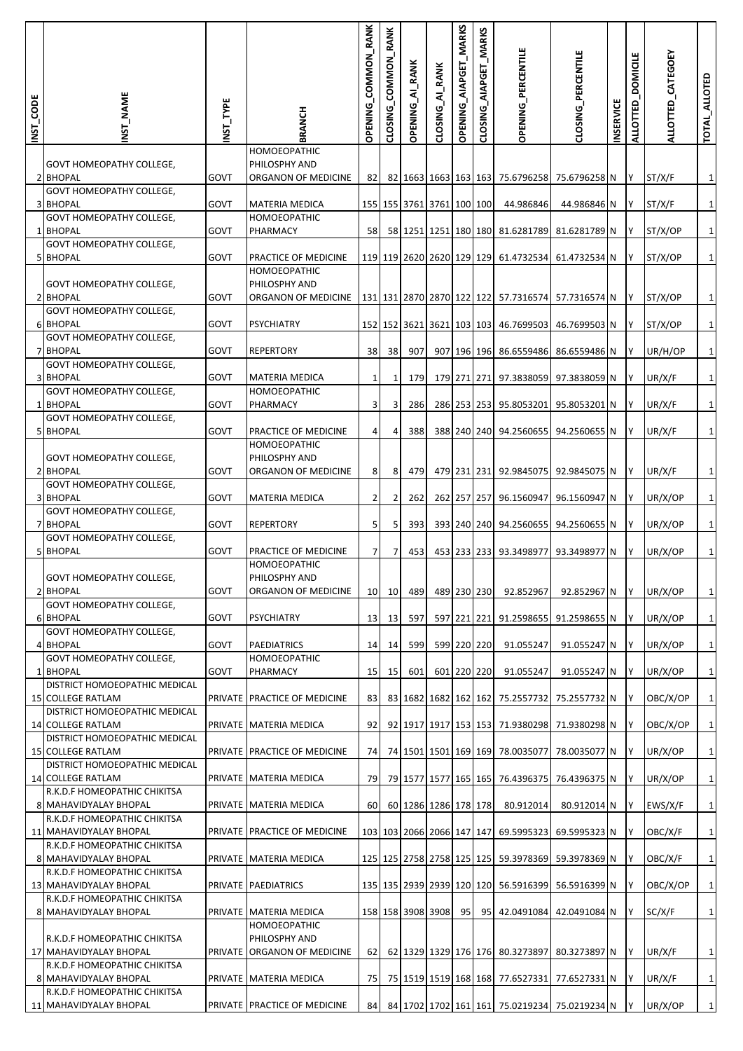| INST_CODE | INST_NAME | INST_TYPE | BRANCH | OPENING_COMMON_RANK | CLOSING_COMMON_RANK | OPENING_AI_RANK | CLOSING_AI_RANK | OPENING_AIAPGET_MARKS | CLOSING_AIAPGET_MARKS | OPENING_PERCENTILE | CLOSING_PERCENTILE | INSERVICE | ALLOTTED_DOMICILE | ALLOTTED_CATEGOEY | TOTAL_ALLOTED |
|---|---|---|---|---|---|---|---|---|---|---|---|---|---|---|---|
| 2 | GOVT HOMEOPATHY COLLEGE, BHOPAL | GOVT | HOMOEOPATHIC PHILOSPHY AND ORGANON OF MEDICINE | 82 | 82 | 1663 | 1663 | 163 | 163 | 75.6796258 | 75.6796258 | N | Y | ST/X/F | 1 |
| 3 | GOVT HOMEOPATHY COLLEGE, BHOPAL | GOVT | MATERIA MEDICA | 155 | 155 | 3761 | 3761 | 100 | 100 | 44.986846 | 44.986846 | N | Y | ST/X/F | 1 |
| 1 | GOVT HOMEOPATHY COLLEGE, BHOPAL | GOVT | HOMOEOPATHIC PHARMACY | 58 | 58 | 1251 | 1251 | 180 | 180 | 81.6281789 | 81.6281789 | N | Y | ST/X/OP | 1 |
| 5 | GOVT HOMEOPATHY COLLEGE, BHOPAL | GOVT | PRACTICE OF MEDICINE | 119 | 119 | 2620 | 2620 | 129 | 129 | 61.4732534 | 61.4732534 | N | Y | ST/X/OP | 1 |
| 2 | GOVT HOMEOPATHY COLLEGE, BHOPAL | GOVT | HOMOEOPATHIC PHILOSPHY AND ORGANON OF MEDICINE | 131 | 131 | 2870 | 2870 | 122 | 122 | 57.7316574 | 57.7316574 | N | Y | ST/X/OP | 1 |
| 6 | GOVT HOMEOPATHY COLLEGE, BHOPAL | GOVT | PSYCHIATRY | 152 | 152 | 3621 | 3621 | 103 | 103 | 46.7699503 | 46.7699503 | N | Y | ST/X/OP | 1 |
| 7 | GOVT HOMEOPATHY COLLEGE, BHOPAL | GOVT | REPERTORY | 38 | 38 | 907 | 907 | 196 | 196 | 86.6559486 | 86.6559486 | N | Y | UR/H/OP | 1 |
| 3 | GOVT HOMEOPATHY COLLEGE, BHOPAL | GOVT | MATERIA MEDICA | 1 | 1 | 179 | 179 | 271 | 271 | 97.3838059 | 97.3838059 | N | Y | UR/X/F | 1 |
| 1 | GOVT HOMEOPATHY COLLEGE, BHOPAL | GOVT | HOMOEOPATHIC PHARMACY | 3 | 3 | 286 | 286 | 253 | 253 | 95.8053201 | 95.8053201 | N | Y | UR/X/F | 1 |
| 5 | GOVT HOMEOPATHY COLLEGE, BHOPAL | GOVT | PRACTICE OF MEDICINE | 4 | 4 | 388 | 388 | 240 | 240 | 94.2560655 | 94.2560655 | N | Y | UR/X/F | 1 |
| 2 | GOVT HOMEOPATHY COLLEGE, BHOPAL | GOVT | HOMOEOPATHIC PHILOSPHY AND ORGANON OF MEDICINE | 8 | 8 | 479 | 479 | 231 | 231 | 92.9845075 | 92.9845075 | N | Y | UR/X/F | 1 |
| 3 | GOVT HOMEOPATHY COLLEGE, BHOPAL | GOVT | MATERIA MEDICA | 2 | 2 | 262 | 262 | 257 | 257 | 96.1560947 | 96.1560947 | N | Y | UR/X/OP | 1 |
| 7 | GOVT HOMEOPATHY COLLEGE, BHOPAL | GOVT | REPERTORY | 5 | 5 | 393 | 393 | 240 | 240 | 94.2560655 | 94.2560655 | N | Y | UR/X/OP | 1 |
| 5 | GOVT HOMEOPATHY COLLEGE, BHOPAL | GOVT | PRACTICE OF MEDICINE | 7 | 7 | 453 | 453 | 233 | 233 | 93.3498977 | 93.3498977 | N | Y | UR/X/OP | 1 |
| 2 | GOVT HOMEOPATHY COLLEGE, BHOPAL | GOVT | HOMOEOPATHIC PHILOSPHY AND ORGANON OF MEDICINE | 10 | 10 | 489 | 489 | 230 | 230 | 92.852967 | 92.852967 | N | Y | UR/X/OP | 1 |
| 6 | GOVT HOMEOPATHY COLLEGE, BHOPAL | GOVT | PSYCHIATRY | 13 | 13 | 597 | 597 | 221 | 221 | 91.2598655 | 91.2598655 | N | Y | UR/X/OP | 1 |
| 4 | GOVT HOMEOPATHY COLLEGE, BHOPAL | GOVT | PAEDIATRICS | 14 | 14 | 599 | 599 | 220 | 220 | 91.055247 | 91.055247 | N | Y | UR/X/OP | 1 |
| 1 | GOVT HOMEOPATHY COLLEGE, BHOPAL | GOVT | HOMOEOPATHIC PHARMACY | 15 | 15 | 601 | 601 | 220 | 220 | 91.055247 | 91.055247 | N | Y | UR/X/OP | 1 |
| 15 | DISTRICT HOMOEOPATHIC MEDICAL COLLEGE RATLAM | PRIVATE | PRACTICE OF MEDICINE | 83 | 83 | 1682 | 1682 | 162 | 162 | 75.2557732 | 75.2557732 | N | Y | OBC/X/OP | 1 |
| 14 | DISTRICT HOMOEOPATHIC MEDICAL COLLEGE RATLAM | PRIVATE | MATERIA MEDICA | 92 | 92 | 1917 | 1917 | 153 | 153 | 71.9380298 | 71.9380298 | N | Y | OBC/X/OP | 1 |
| 15 | DISTRICT HOMOEOPATHIC MEDICAL COLLEGE RATLAM | PRIVATE | PRACTICE OF MEDICINE | 74 | 74 | 1501 | 1501 | 169 | 169 | 78.0035077 | 78.0035077 | N | Y | UR/X/OP | 1 |
| 14 | DISTRICT HOMOEOPATHIC MEDICAL COLLEGE RATLAM | PRIVATE | MATERIA MEDICA | 79 | 79 | 1577 | 1577 | 165 | 165 | 76.4396375 | 76.4396375 | N | Y | UR/X/OP | 1 |
| 8 | R.K.D.F HOMEOPATHIC CHIKITSA MAHAVIDYALAY BHOPAL | PRIVATE | MATERIA MEDICA | 60 | 60 | 1286 | 1286 | 178 | 178 | 80.912014 | 80.912014 | N | Y | EWS/X/F | 1 |
| 11 | R.K.D.F HOMEOPATHIC CHIKITSA MAHAVIDYALAY BHOPAL | PRIVATE | PRACTICE OF MEDICINE | 103 | 103 | 2066 | 2066 | 147 | 147 | 69.5995323 | 69.5995323 | N | Y | OBC/X/F | 1 |
| 8 | R.K.D.F HOMEOPATHIC CHIKITSA MAHAVIDYALAY BHOPAL | PRIVATE | MATERIA MEDICA | 125 | 125 | 2758 | 2758 | 125 | 125 | 59.3978369 | 59.3978369 | N | Y | OBC/X/F | 1 |
| 13 | R.K.D.F HOMEOPATHIC CHIKITSA MAHAVIDYALAY BHOPAL | PRIVATE | PAEDIATRICS | 135 | 135 | 2939 | 2939 | 120 | 120 | 56.5916399 | 56.5916399 | N | Y | OBC/X/OP | 1 |
| 8 | R.K.D.F HOMEOPATHIC CHIKITSA MAHAVIDYALAY BHOPAL | PRIVATE | MATERIA MEDICA | 158 | 158 | 3908 | 3908 | 95 | 95 | 42.0491084 | 42.0491084 | N | Y | SC/X/F | 1 |
| 17 | R.K.D.F HOMEOPATHIC CHIKITSA MAHAVIDYALAY BHOPAL | PRIVATE | HOMOEOPATHIC PHILOSPHY AND ORGANON OF MEDICINE | 62 | 62 | 1329 | 1329 | 176 | 176 | 80.3273897 | 80.3273897 | N | Y | UR/X/F | 1 |
| 8 | R.K.D.F HOMEOPATHIC CHIKITSA MAHAVIDYALAY BHOPAL | PRIVATE | MATERIA MEDICA | 75 | 75 | 1519 | 1519 | 168 | 168 | 77.6527331 | 77.6527331 | N | Y | UR/X/F | 1 |
| 11 | R.K.D.F HOMEOPATHIC CHIKITSA MAHAVIDYALAY BHOPAL | PRIVATE | PRACTICE OF MEDICINE | 84 | 84 | 1702 | 1702 | 161 | 161 | 75.0219234 | 75.0219234 | N | Y | UR/X/OP | 1 |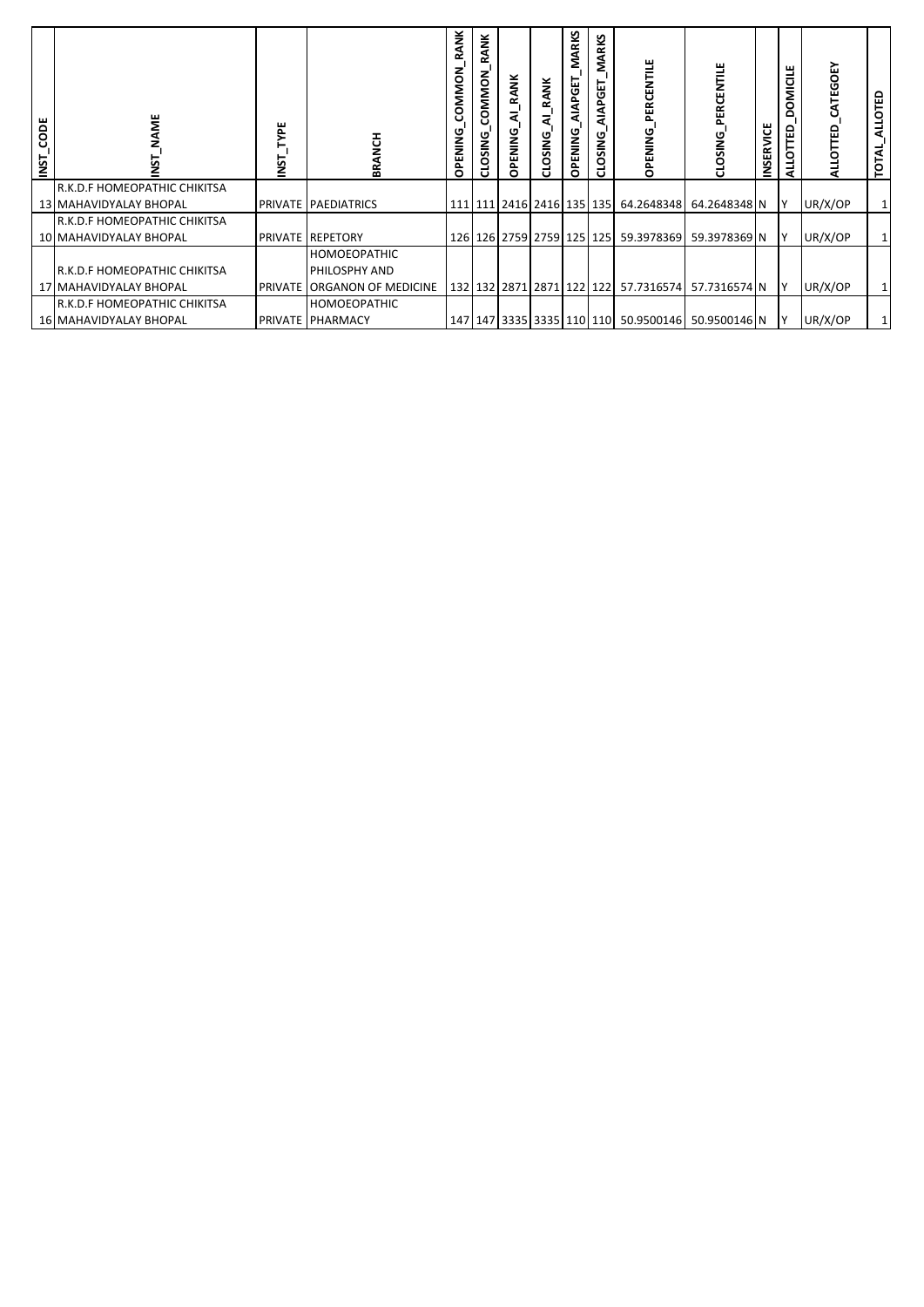| INST_CODE | INST_NAME | INST_TYPE | BRANCH | OPENING_COMMON_RANK | CLOSING_COMMON_RANK | OPENING_AI_RANK | CLOSING_AI_RANK | OPENING_AIAPGET_MARKS | CLOSING_AIAPGET_MARKS | OPENING_PERCENTILE | CLOSING_PERCENTILE | INSERVICE | ALLOTTED_DOMICILE | ALLOTTED_CATEGOEY | TOTAL_ALLOTED |
|---|---|---|---|---|---|---|---|---|---|---|---|---|---|---|---|
| 13 | R.K.D.F HOMEOPATHIC CHIKITSA MAHAVIDYALAY BHOPAL | PRIVATE | PAEDIATRICS | 111 | 111 | 2416 | 2416 | 135 | 135 | 64.2648348 | 64.2648348 | N | Y | UR/X/OP | 1 |
| 10 | R.K.D.F HOMEOPATHIC CHIKITSA MAHAVIDYALAY BHOPAL | PRIVATE | REPETORY | 126 | 126 | 2759 | 2759 | 125 | 125 | 59.3978369 | 59.3978369 | N | Y | UR/X/OP | 1 |
| 17 | R.K.D.F HOMEOPATHIC CHIKITSA MAHAVIDYALAY BHOPAL | PRIVATE | HOMOEOPATHIC PHILOSPHY AND ORGANON OF MEDICINE | 132 | 132 | 2871 | 2871 | 122 | 122 | 57.7316574 | 57.7316574 | N | Y | UR/X/OP | 1 |
| 16 | R.K.D.F HOMEOPATHIC CHIKITSA MAHAVIDYALAY BHOPAL | PRIVATE | HOMOEOPATHIC PHARMACY | 147 | 147 | 3335 | 3335 | 110 | 110 | 50.9500146 | 50.9500146 | N | Y | UR/X/OP | 1 |